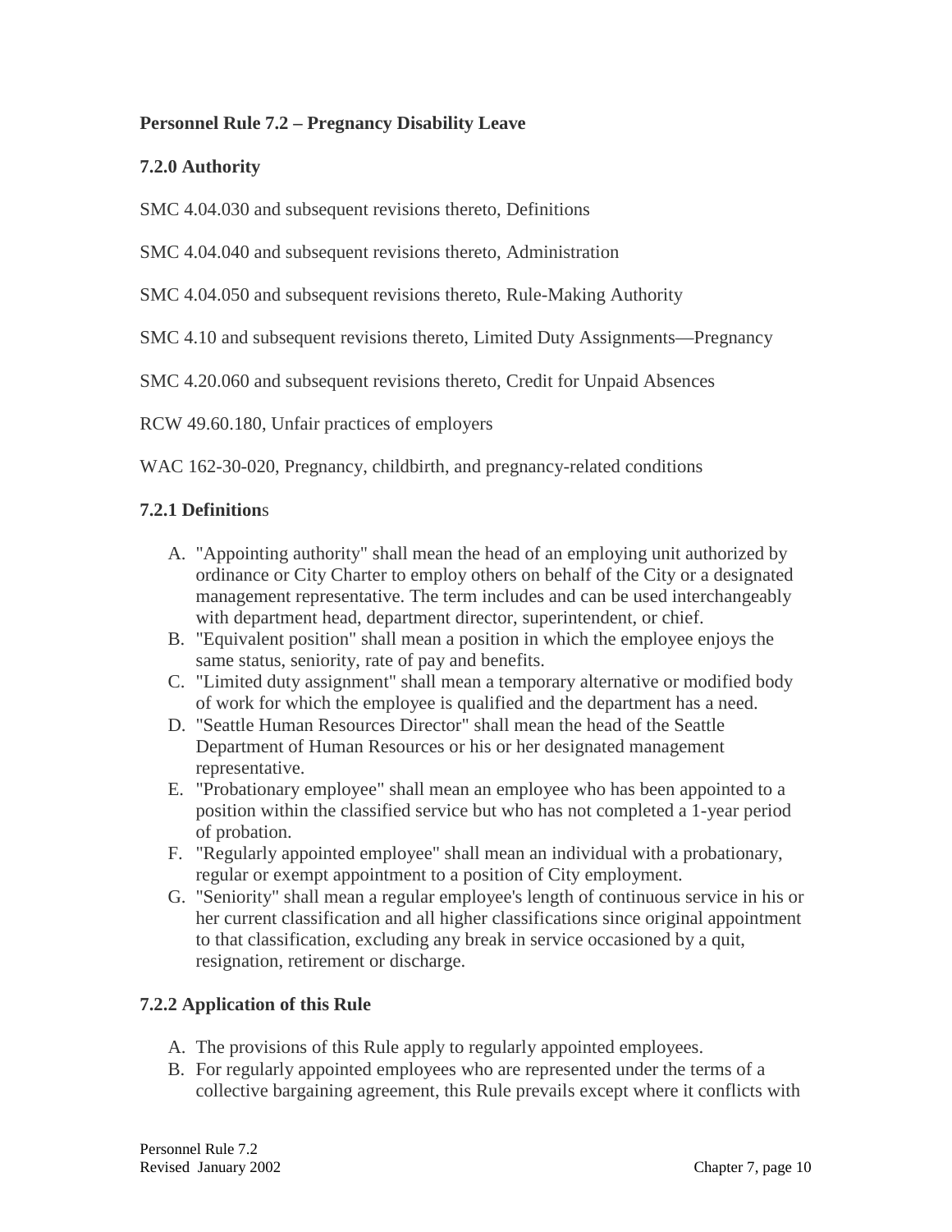**Personnel Rule 7.2 – Pregnancy Disability Leave**

**7.2.0 Authority**

SMC 4.04.030 and subsequent revisions thereto, Definitions

SMC 4.04.040 and subsequent revisions thereto, Administration

SMC 4.04.050 and subsequent revisions thereto, Rule-Making Authority

SMC 4.10 and subsequent revisions thereto, Limited Duty Assignments—Pregnancy

SMC 4.20.060 and subsequent revisions thereto, Credit for Unpaid Absences

RCW 49.60.180, Unfair practices of employers

WAC 162-30-020, Pregnancy, childbirth, and pregnancy-related conditions

**7.2.1 Definitions**

A. "Appointing authority" shall mean the head of an employing unit authorized by ordinance or City Charter to employ others on behalf of the City or a designated management representative. The term includes and can be used interchangeably with department head, department director, superintendent, or chief.
B. "Equivalent position" shall mean a position in which the employee enjoys the same status, seniority, rate of pay and benefits.
C. "Limited duty assignment" shall mean a temporary alternative or modified body of work for which the employee is qualified and the department has a need.
D. "Seattle Human Resources Director" shall mean the head of the Seattle Department of Human Resources or his or her designated management representative.
E. "Probationary employee" shall mean an employee who has been appointed to a position within the classified service but who has not completed a 1-year period of probation.
F. "Regularly appointed employee" shall mean an individual with a probationary, regular or exempt appointment to a position of City employment.
G. "Seniority" shall mean a regular employee's length of continuous service in his or her current classification and all higher classifications since original appointment to that classification, excluding any break in service occasioned by a quit, resignation, retirement or discharge.

**7.2.2 Application of this Rule**

A. The provisions of this Rule apply to regularly appointed employees.
B. For regularly appointed employees who are represented under the terms of a collective bargaining agreement, this Rule prevails except where it conflicts with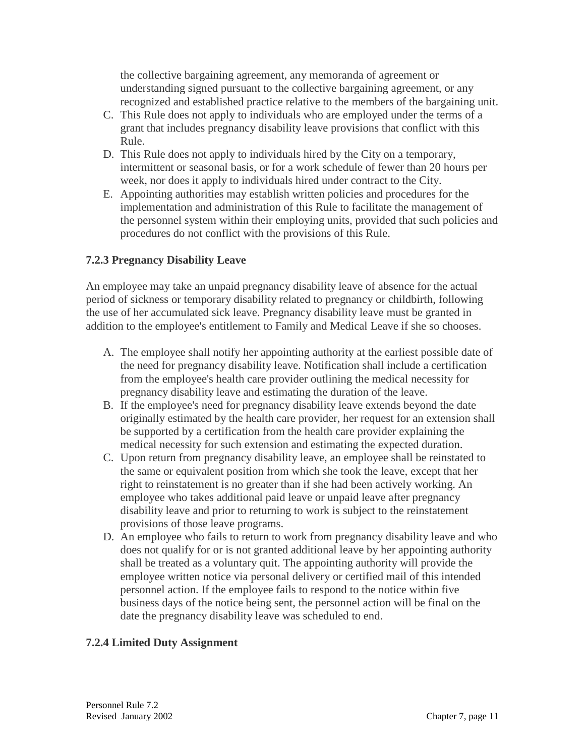the collective bargaining agreement, any memoranda of agreement or understanding signed pursuant to the collective bargaining agreement, or any recognized and established practice relative to the members of the bargaining unit.

C. This Rule does not apply to individuals who are employed under the terms of a grant that includes pregnancy disability leave provisions that conflict with this Rule.
D. This Rule does not apply to individuals hired by the City on a temporary, intermittent or seasonal basis, or for a work schedule of fewer than 20 hours per week, nor does it apply to individuals hired under contract to the City.
E. Appointing authorities may establish written policies and procedures for the implementation and administration of this Rule to facilitate the management of the personnel system within their employing units, provided that such policies and procedures do not conflict with the provisions of this Rule.

### 7.2.3 Pregnancy Disability Leave

An employee may take an unpaid pregnancy disability leave of absence for the actual period of sickness or temporary disability related to pregnancy or childbirth, following the use of her accumulated sick leave. Pregnancy disability leave must be granted in addition to the employee's entitlement to Family and Medical Leave if she so chooses.

A. The employee shall notify her appointing authority at the earliest possible date of the need for pregnancy disability leave. Notification shall include a certification from the employee's health care provider outlining the medical necessity for pregnancy disability leave and estimating the duration of the leave.
B. If the employee's need for pregnancy disability leave extends beyond the date originally estimated by the health care provider, her request for an extension shall be supported by a certification from the health care provider explaining the medical necessity for such extension and estimating the expected duration.
C. Upon return from pregnancy disability leave, an employee shall be reinstated to the same or equivalent position from which she took the leave, except that her right to reinstatement is no greater than if she had been actively working. An employee who takes additional paid leave or unpaid leave after pregnancy disability leave and prior to returning to work is subject to the reinstatement provisions of those leave programs.
D. An employee who fails to return to work from pregnancy disability leave and who does not qualify for or is not granted additional leave by her appointing authority shall be treated as a voluntary quit. The appointing authority will provide the employee written notice via personal delivery or certified mail of this intended personnel action. If the employee fails to respond to the notice within five business days of the notice being sent, the personnel action will be final on the date the pregnancy disability leave was scheduled to end.

### 7.2.4 Limited Duty Assignment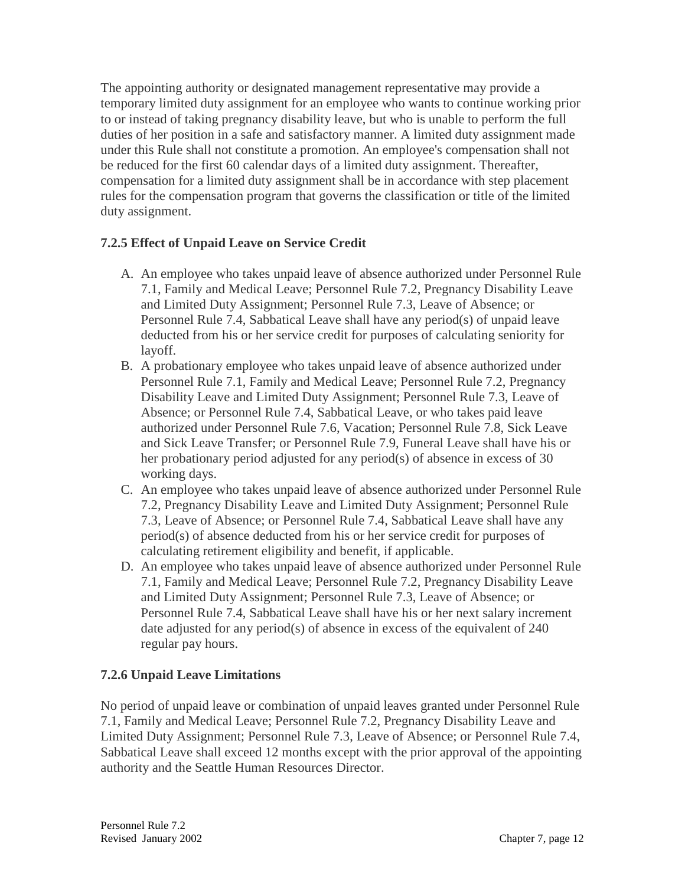The appointing authority or designated management representative may provide a temporary limited duty assignment for an employee who wants to continue working prior to or instead of taking pregnancy disability leave, but who is unable to perform the full duties of her position in a safe and satisfactory manner. A limited duty assignment made under this Rule shall not constitute a promotion. An employee's compensation shall not be reduced for the first 60 calendar days of a limited duty assignment. Thereafter, compensation for a limited duty assignment shall be in accordance with step placement rules for the compensation program that governs the classification or title of the limited duty assignment.

### 7.2.5 Effect of Unpaid Leave on Service Credit

A. An employee who takes unpaid leave of absence authorized under Personnel Rule 7.1, Family and Medical Leave; Personnel Rule 7.2, Pregnancy Disability Leave and Limited Duty Assignment; Personnel Rule 7.3, Leave of Absence; or Personnel Rule 7.4, Sabbatical Leave shall have any period(s) of unpaid leave deducted from his or her service credit for purposes of calculating seniority for layoff.
B. A probationary employee who takes unpaid leave of absence authorized under Personnel Rule 7.1, Family and Medical Leave; Personnel Rule 7.2, Pregnancy Disability Leave and Limited Duty Assignment; Personnel Rule 7.3, Leave of Absence; or Personnel Rule 7.4, Sabbatical Leave, or who takes paid leave authorized under Personnel Rule 7.6, Vacation; Personnel Rule 7.8, Sick Leave and Sick Leave Transfer; or Personnel Rule 7.9, Funeral Leave shall have his or her probationary period adjusted for any period(s) of absence in excess of 30 working days.
C. An employee who takes unpaid leave of absence authorized under Personnel Rule 7.2, Pregnancy Disability Leave and Limited Duty Assignment; Personnel Rule 7.3, Leave of Absence; or Personnel Rule 7.4, Sabbatical Leave shall have any period(s) of absence deducted from his or her service credit for purposes of calculating retirement eligibility and benefit, if applicable.
D. An employee who takes unpaid leave of absence authorized under Personnel Rule 7.1, Family and Medical Leave; Personnel Rule 7.2, Pregnancy Disability Leave and Limited Duty Assignment; Personnel Rule 7.3, Leave of Absence; or Personnel Rule 7.4, Sabbatical Leave shall have his or her next salary increment date adjusted for any period(s) of absence in excess of the equivalent of 240 regular pay hours.

### 7.2.6 Unpaid Leave Limitations

No period of unpaid leave or combination of unpaid leaves granted under Personnel Rule 7.1, Family and Medical Leave; Personnel Rule 7.2, Pregnancy Disability Leave and Limited Duty Assignment; Personnel Rule 7.3, Leave of Absence; or Personnel Rule 7.4, Sabbatical Leave shall exceed 12 months except with the prior approval of the appointing authority and the Seattle Human Resources Director.